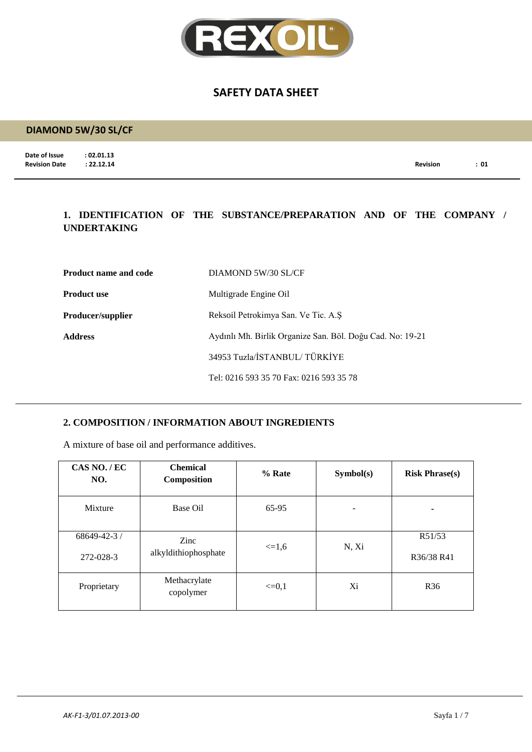# SAFETY DATA SHEET

## DIAMOND 5W/30 SL/CF

**Date of Issue** : 02.01.13
**Revision Date** : 22.12.14
**Revision** : 01

### 1. IDENTIFICATION OF THE SUBSTANCE/PREPARATION AND OF THE COMPANY / UNDERTAKING

**Product name and code** DIAMOND 5W/30 SL/CF

**Product use** Multigrade Engine Oil

**Producer/supplier** Reksoil Petrokimya San. Ve Tic. A.Ş

**Address** Aydınlı Mh. Birlik Organize San. Böl. Doğu Cad. No: 19-21

34953 Tuzla/İSTANBUL/ TÜRKİYE

Tel: 0216 593 35 70 Fax: 0216 593 35 78

### 2. COMPOSITION / INFORMATION ABOUT INGREDIENTS

A mixture of base oil and performance additives.

| CAS NO. / EC NO. | Chemical Composition | % Rate | Symbol(s) | Risk Phrase(s) |
|---|---|---|---|---|
| Mixture | Base Oil | 65-95 | - | - |
| 68649-42-3 / 272-028-3 | Zinc alkyldithiophosphate | <=1,6 | N, Xi | R51/53 R36/38 R41 |
| Proprietary | Methacrylate copolymer | <=0,1 | Xi | R36 |

*AK-F1-3/01.07.2013-00*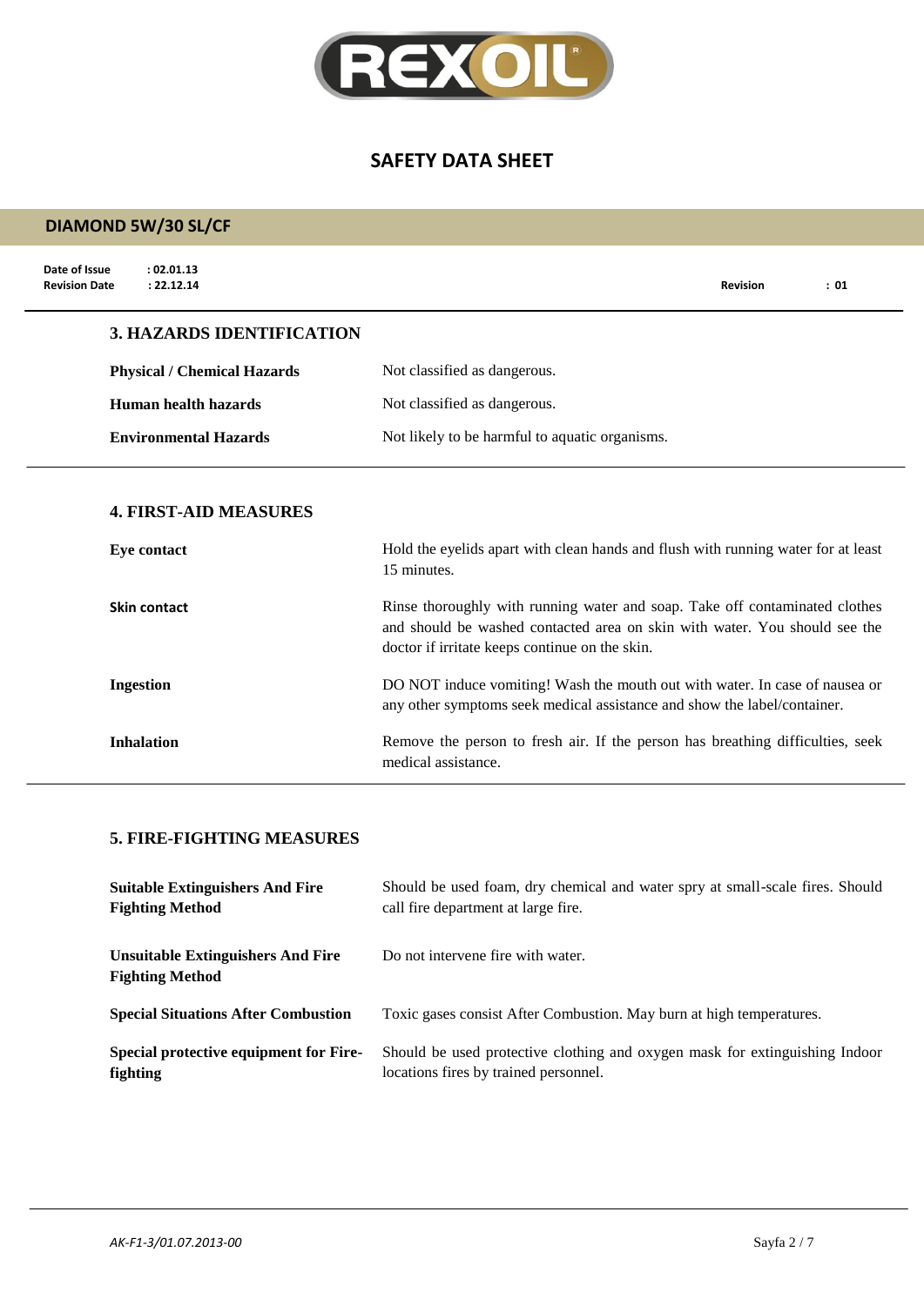# SAFETY DATA SHEET

## DIAMOND 5W/30 SL/CF

**Date of Issue** : 02.01.13
**Revision Date** : 22.12.14
**Revision** : 01

### 3. HAZARDS IDENTIFICATION

| | |
|---|---|
| **Physical / Chemical Hazards** | Not classified as dangerous. |
| **Human health hazards** | Not classified as dangerous. |
| **Environmental Hazards** | Not likely to be harmful to aquatic organisms. |

### 4. FIRST-AID MEASURES

| | |
|---|---|
| **Eye contact** | Hold the eyelids apart with clean hands and flush with running water for at least 15 minutes. |
| **Skin contact** | Rinse thoroughly with running water and soap. Take off contaminated clothes and should be washed contacted area on skin with water. You should see the doctor if irritate keeps continue on the skin. |
| **Ingestion** | DO NOT induce vomiting! Wash the mouth out with water. In case of nausea or any other symptoms seek medical assistance and show the label/container. |
| **Inhalation** | Remove the person to fresh air. If the person has breathing difficulties, seek medical assistance. |

### 5. FIRE-FIGHTING MEASURES

| | |
|---|---|
| **Suitable Extinguishers And Fire Fighting Method** | Should be used foam, dry chemical and water spry at small-scale fires. Should call fire department at large fire. |
| **Unsuitable Extinguishers And Fire Fighting Method** | Do not intervene fire with water. |
| **Special Situations After Combustion** | Toxic gases consist After Combustion. May burn at high temperatures. |
| **Special protective equipment for Fire-fighting** | Should be used protective clothing and oxygen mask for extinguishing Indoor locations fires by trained personnel. |

*AK-F1-3/01.07.2013-00*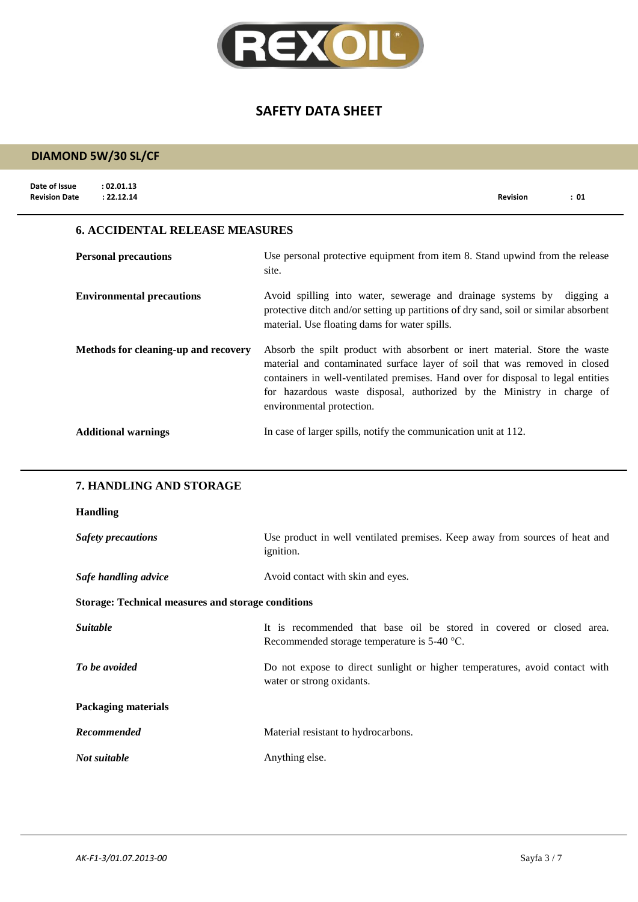## 6. ACCIDENTAL RELEASE MEASURES

**Personal precautions**

Use personal protective equipment from item 8. Stand upwind from the release site.

**Environmental precautions**

Avoid spilling into water, sewerage and drainage systems by digging a protective ditch and/or setting up partitions of dry sand, soil or similar absorbent material. Use floating dams for water spills.

**Methods for cleaning-up and recovery**

Absorb the spilt product with absorbent or inert material. Store the waste material and contaminated surface layer of soil that was removed in closed containers in well-ventilated premises. Hand over for disposal to legal entities for hazardous waste disposal, authorized by the Ministry in charge of environmental protection.

**Additional warnings**

In case of larger spills, notify the communication unit at 112.

## 7. HANDLING AND STORAGE

**Handling**

***Safety precautions***

Use product in well ventilated premises. Keep away from sources of heat and ignition.

***Safe handling advice***

Avoid contact with skin and eyes.

**Storage: Technical measures and storage conditions**

***Suitable***

It is recommended that base oil be stored in covered or closed area. Recommended storage temperature is 5-40 °C.

***To be avoided***

Do not expose to direct sunlight or higher temperatures, avoid contact with water or strong oxidants.

**Packaging materials**

***Recommended***

Material resistant to hydrocarbons.

***Not suitable***

Anything else.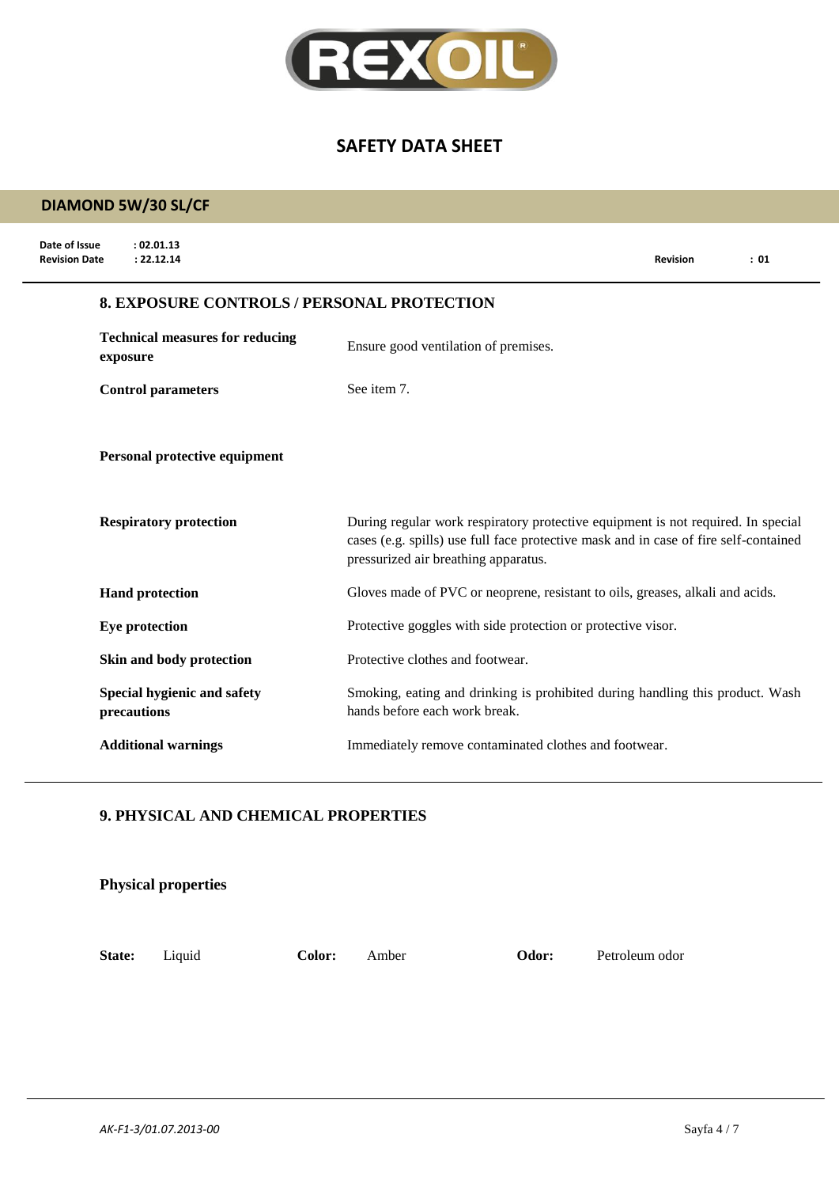# SAFETY DATA SHEET

## DIAMOND 5W/30 SL/CF

**Date of Issue** : 02.01.13
**Revision Date** : 22.12.14
**Revision** : 01

### 8. EXPOSURE CONTROLS / PERSONAL PROTECTION

**Technical measures for reducing exposure** — Ensure good ventilation of premises.

**Control parameters** — See item 7.

**Personal protective equipment**

**Respiratory protection** — During regular work respiratory protective equipment is not required. In special cases (e.g. spills) use full face protective mask and in case of fire self-contained pressurized air breathing apparatus.

**Hand protection** — Gloves made of PVC or neoprene, resistant to oils, greases, alkali and acids.

**Eye protection** — Protective goggles with side protection or protective visor.

**Skin and body protection** — Protective clothes and footwear.

**Special hygienic and safety precautions** — Smoking, eating and drinking is prohibited during handling this product. Wash hands before each work break.

**Additional warnings** — Immediately remove contaminated clothes and footwear.

### 9. PHYSICAL AND CHEMICAL PROPERTIES

**Physical properties**

**State:** Liquid **Color:** Amber **Odor:** Petroleum odor

*AK-F1-3/01.07.2013-00*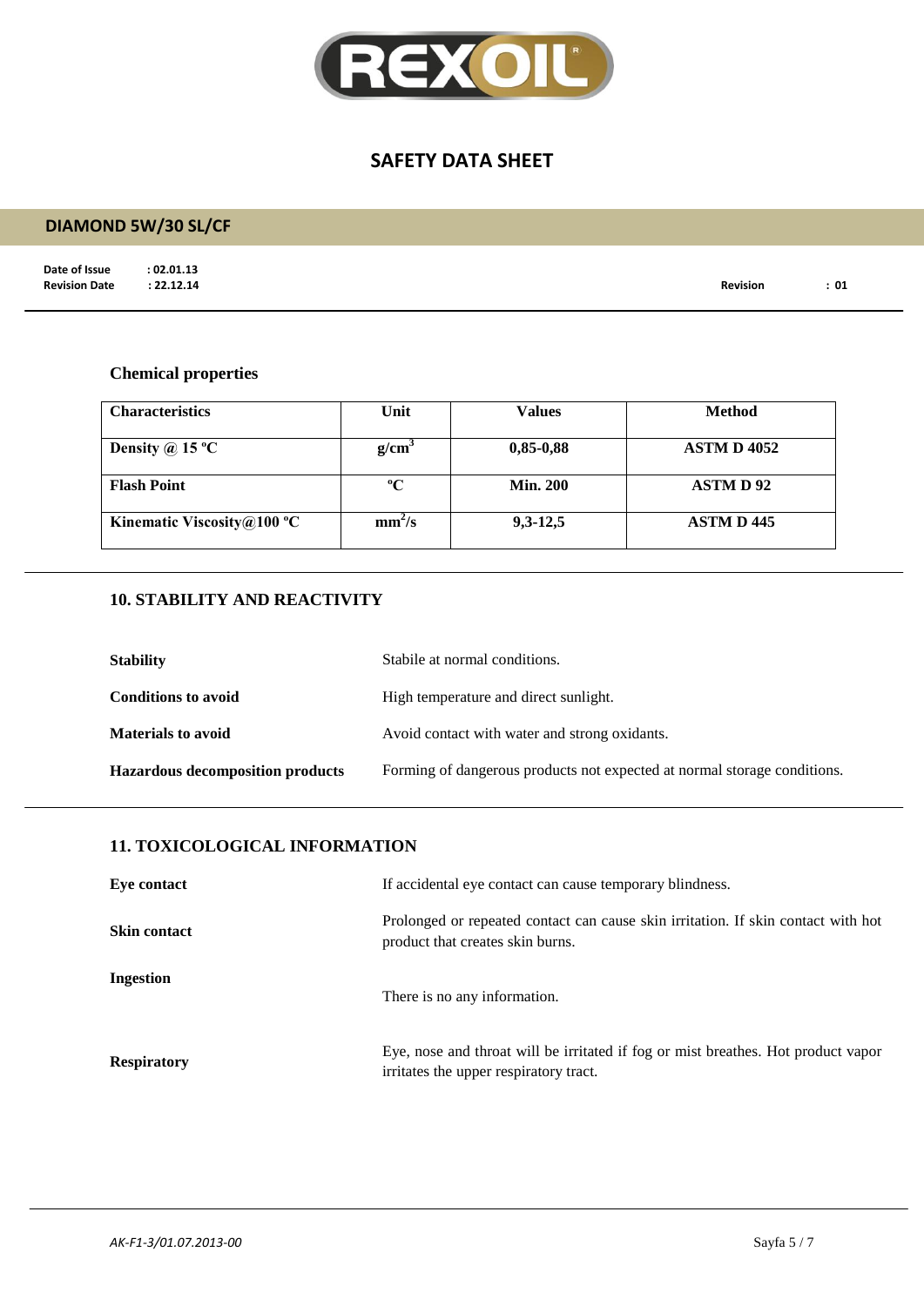### Chemical properties

| Characteristics | Unit | Values | Method |
|---|---|---|---|
| Density @ 15 ºC | $g/cm^3$ | 0,85-0,88 | ASTM D 4052 |
| Flash Point | ºC | Min. 200 | ASTM D 92 |
| Kinematic Viscosity@100 ºC | $mm^2/s$ | 9,3-12,5 | ASTM D 445 |

## 10. STABILITY AND REACTIVITY

**Stability** Stabile at normal conditions.

**Conditions to avoid** High temperature and direct sunlight.

**Materials to avoid** Avoid contact with water and strong oxidants.

**Hazardous decomposition products** Forming of dangerous products not expected at normal storage conditions.

## 11. TOXICOLOGICAL INFORMATION

**Eye contact** If accidental eye contact can cause temporary blindness.

**Skin contact** Prolonged or repeated contact can cause skin irritation. If skin contact with hot product that creates skin burns.

**Ingestion** There is no any information.

**Respiratory** Eye, nose and throat will be irritated if fog or mist breathes. Hot product vapor irritates the upper respiratory tract.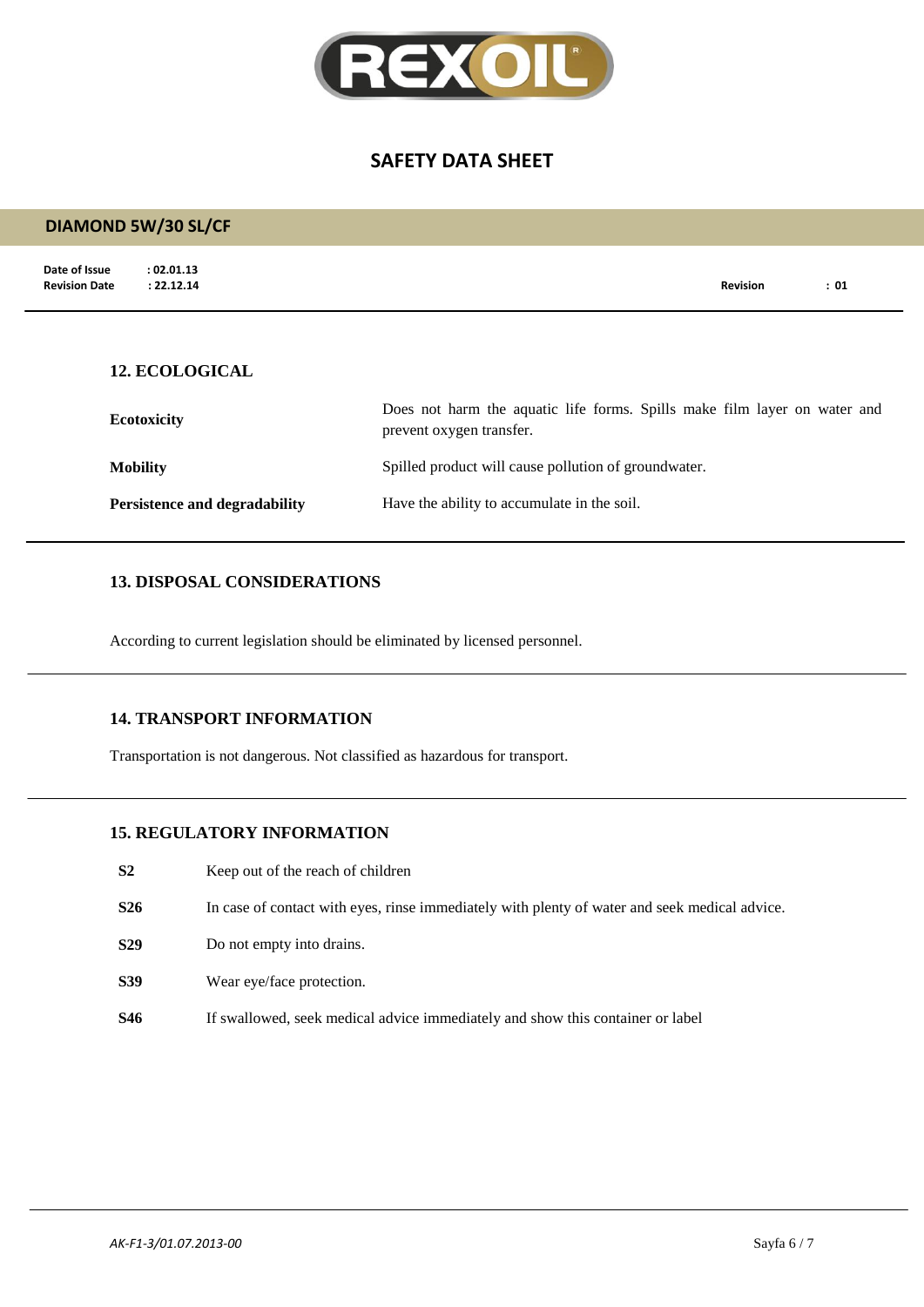## 12. ECOLOGICAL

| | |
|---|---|
| **Ecotoxicity** | Does not harm the aquatic life forms. Spills make film layer on water and prevent oxygen transfer. |
| **Mobility** | Spilled product will cause pollution of groundwater. |
| **Persistence and degradability** | Have the ability to accumulate in the soil. |

## 13. DISPOSAL CONSIDERATIONS

According to current legislation should be eliminated by licensed personnel.

## 14. TRANSPORT INFORMATION

Transportation is not dangerous. Not classified as hazardous for transport.

## 15. REGULATORY INFORMATION

| | |
|---|---|
| **S2** | Keep out of the reach of children |
| **S26** | In case of contact with eyes, rinse immediately with plenty of water and seek medical advice. |
| **S29** | Do not empty into drains. |
| **S39** | Wear eye/face protection. |
| **S46** | If swallowed, seek medical advice immediately and show this container or label |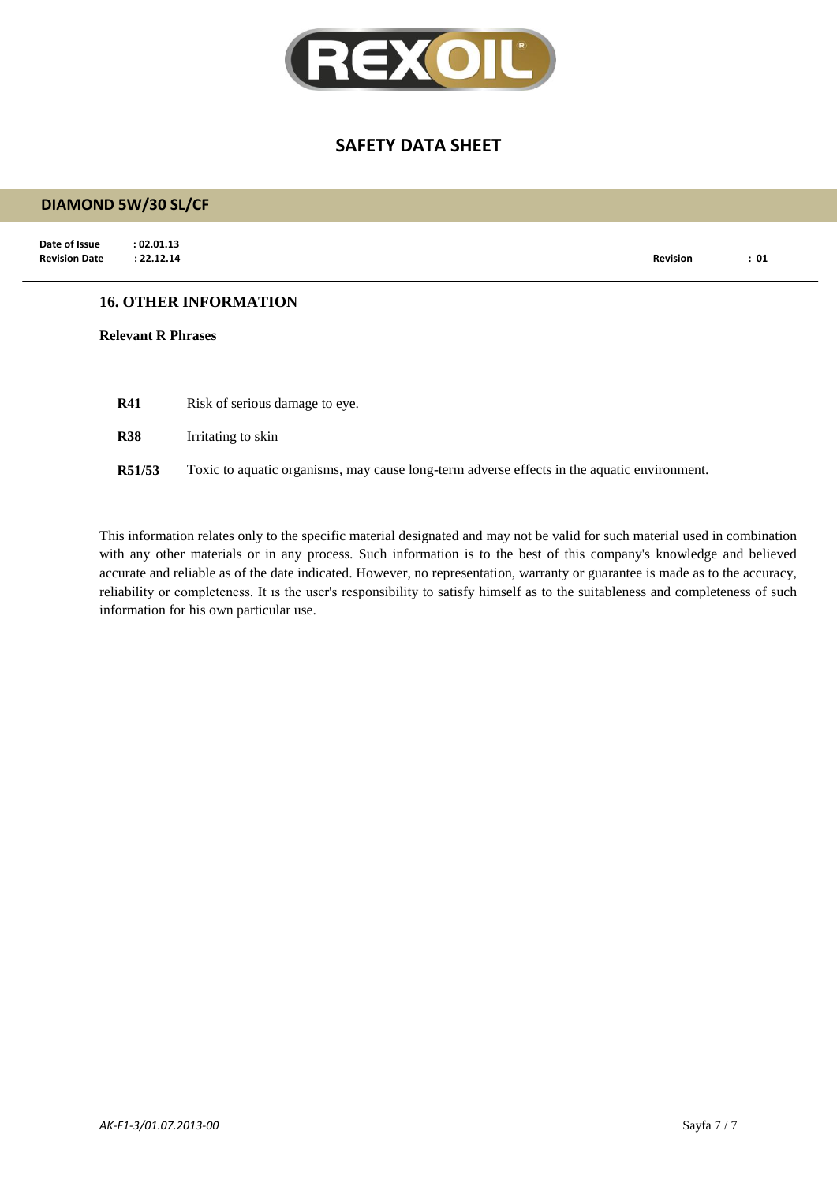## 16. OTHER INFORMATION

**Relevant R Phrases**

| | |
|---|---|
| **R41** | Risk of serious damage to eye. |
| **R38** | Irritating to skin |
| **R51/53** | Toxic to aquatic organisms, may cause long-term adverse effects in the aquatic environment. |

This information relates only to the specific material designated and may not be valid for such material used in combination with any other materials or in any process. Such information is to the best of this company's knowledge and believed accurate and reliable as of the date indicated. However, no representation, warranty or guarantee is made as to the accuracy, reliability or completeness. It ıs the user's responsibility to satisfy himself as to the suitableness and completeness of such information for his own particular use.